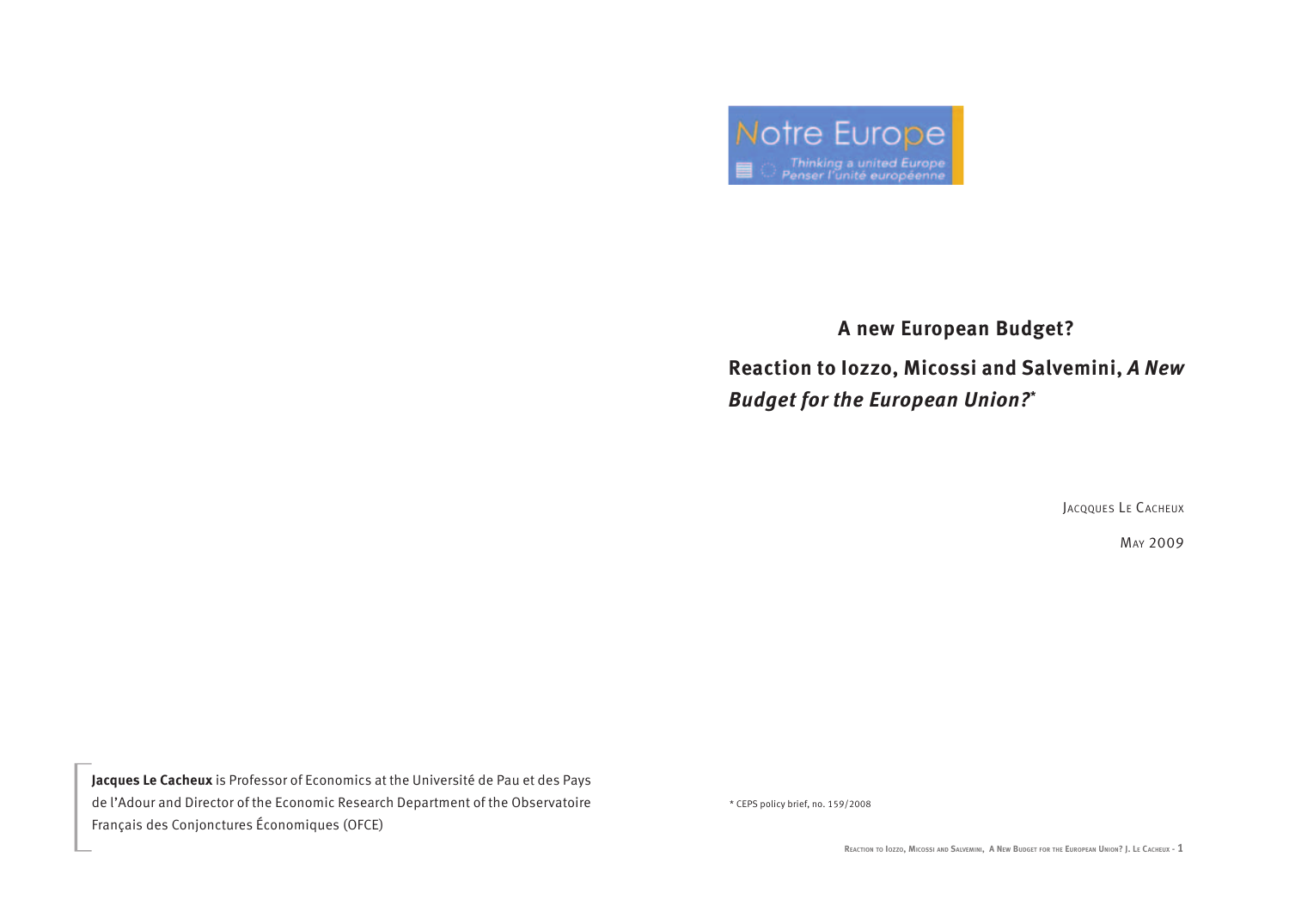Notre Europe

Thinking a united Europe
Penser l'unité européenne

# A new European Budget?

## Reaction to Iozzo, Micossi and Salvemini, *A New Budget for the European Union?**

Jacques Le Cacheux

May 2009

**Jacques Le Cacheux** is Professor of Economics at the Université de Pau et des Pays de l'Adour and Director of the Economic Research Department of the Observatoire Français des Conjonctures Économiques (OFCE)

* CEPS policy brief, no. 159/2008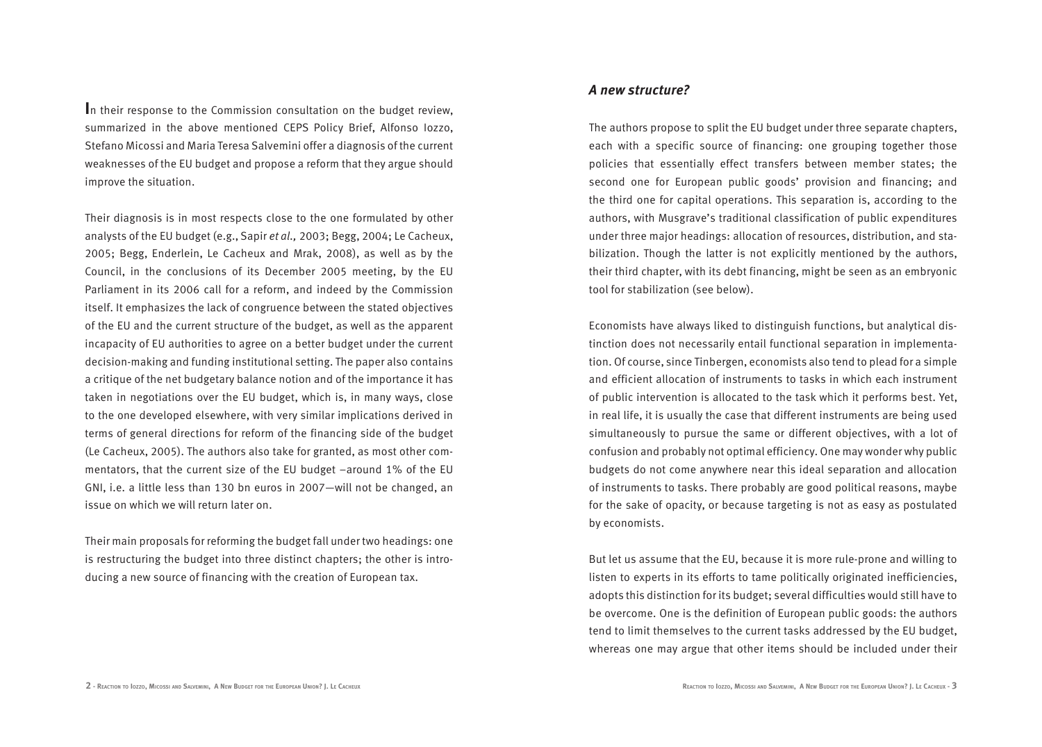In their response to the Commission consultation on the budget review, summarized in the above mentioned CEPS Policy Brief, Alfonso Iozzo, Stefano Micossi and Maria Teresa Salvemini offer a diagnosis of the current weaknesses of the EU budget and propose a reform that they argue should improve the situation.

Their diagnosis is in most respects close to the one formulated by other analysts of the EU budget (e.g., Sapir *et al.,* 2003; Begg, 2004; Le Cacheux, 2005; Begg, Enderlein, Le Cacheux and Mrak, 2008), as well as by the Council, in the conclusions of its December 2005 meeting, by the EU Parliament in its 2006 call for a reform, and indeed by the Commission itself. It emphasizes the lack of congruence between the stated objectives of the EU and the current structure of the budget, as well as the apparent incapacity of EU authorities to agree on a better budget under the current decision-making and funding institutional setting. The paper also contains a critique of the net budgetary balance notion and of the importance it has taken in negotiations over the EU budget, which is, in many ways, close to the one developed elsewhere, with very similar implications derived in terms of general directions for reform of the financing side of the budget (Le Cacheux, 2005). The authors also take for granted, as most other commentators, that the current size of the EU budget –around 1% of the EU GNI, i.e. a little less than 130 bn euros in 2007—will not be changed, an issue on which we will return later on.

Their main proposals for reforming the budget fall under two headings: one is restructuring the budget into three distinct chapters; the other is introducing a new source of financing with the creation of European tax.

## *A new structure?*

The authors propose to split the EU budget under three separate chapters, each with a specific source of financing: one grouping together those policies that essentially effect transfers between member states; the second one for European public goods' provision and financing; and the third one for capital operations. This separation is, according to the authors, with Musgrave's traditional classification of public expenditures under three major headings: allocation of resources, distribution, and stabilization. Though the latter is not explicitly mentioned by the authors, their third chapter, with its debt financing, might be seen as an embryonic tool for stabilization (see below).

Economists have always liked to distinguish functions, but analytical distinction does not necessarily entail functional separation in implementation. Of course, since Tinbergen, economists also tend to plead for a simple and efficient allocation of instruments to tasks in which each instrument of public intervention is allocated to the task which it performs best. Yet, in real life, it is usually the case that different instruments are being used simultaneously to pursue the same or different objectives, with a lot of confusion and probably not optimal efficiency. One may wonder why public budgets do not come anywhere near this ideal separation and allocation of instruments to tasks. There probably are good political reasons, maybe for the sake of opacity, or because targeting is not as easy as postulated by economists.

But let us assume that the EU, because it is more rule-prone and willing to listen to experts in its efforts to tame politically originated inefficiencies, adopts this distinction for its budget; several difficulties would still have to be overcome. One is the definition of European public goods: the authors tend to limit themselves to the current tasks addressed by the EU budget, whereas one may argue that other items should be included under their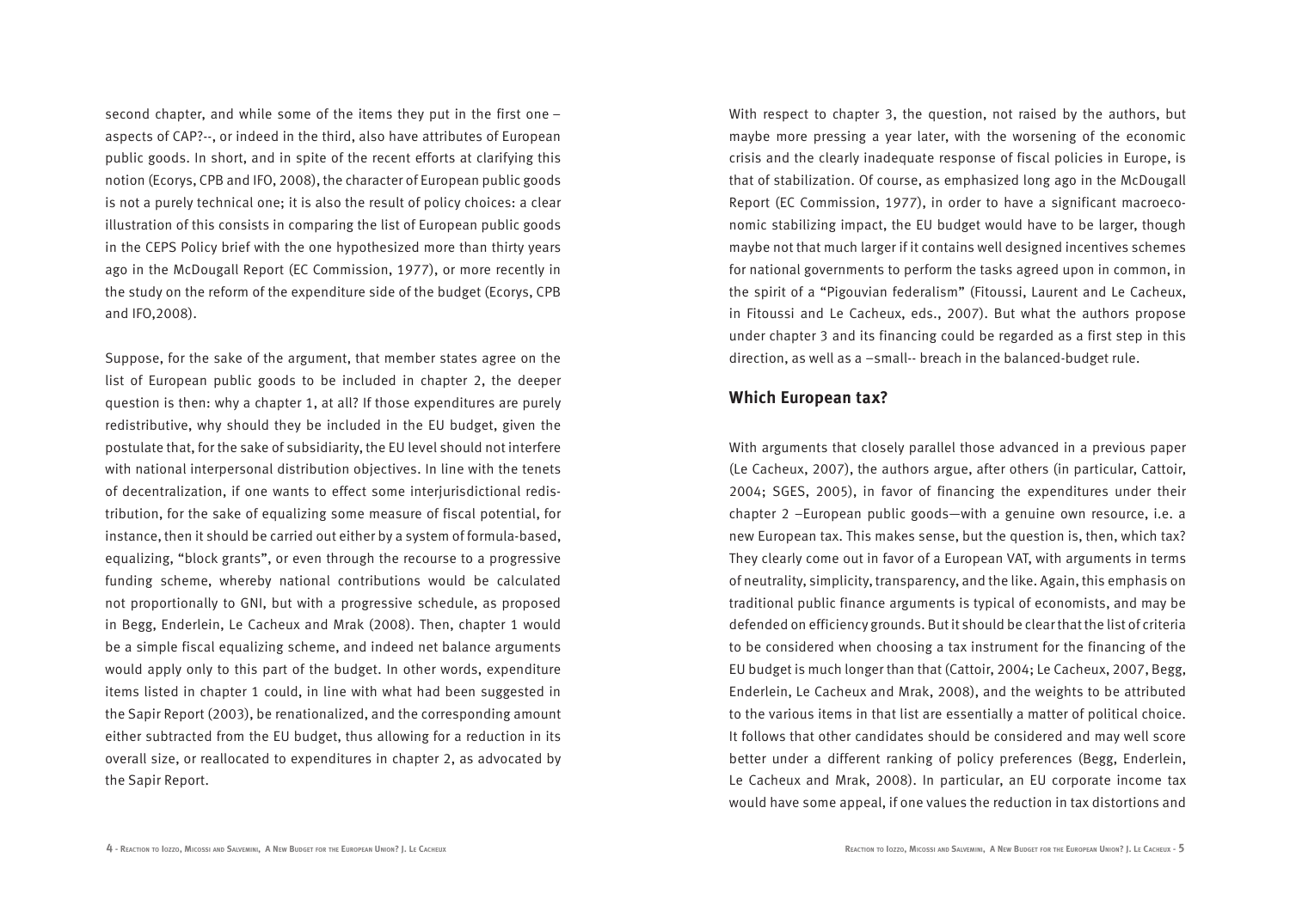second chapter, and while some of the items they put in the first one – aspects of CAP?--, or indeed in the third, also have attributes of European public goods. In short, and in spite of the recent efforts at clarifying this notion (Ecorys, CPB and IFO, 2008), the character of European public goods is not a purely technical one; it is also the result of policy choices: a clear illustration of this consists in comparing the list of European public goods in the CEPS Policy brief with the one hypothesized more than thirty years ago in the McDougall Report (EC Commission, 1977), or more recently in the study on the reform of the expenditure side of the budget (Ecorys, CPB and IFO,2008).

Suppose, for the sake of the argument, that member states agree on the list of European public goods to be included in chapter 2, the deeper question is then: why a chapter 1, at all? If those expenditures are purely redistributive, why should they be included in the EU budget, given the postulate that, for the sake of subsidiarity, the EU level should not interfere with national interpersonal distribution objectives. In line with the tenets of decentralization, if one wants to effect some interjurisdictional redistribution, for the sake of equalizing some measure of fiscal potential, for instance, then it should be carried out either by a system of formula-based, equalizing, "block grants", or even through the recourse to a progressive funding scheme, whereby national contributions would be calculated not proportionally to GNI, but with a progressive schedule, as proposed in Begg, Enderlein, Le Cacheux and Mrak (2008). Then, chapter 1 would be a simple fiscal equalizing scheme, and indeed net balance arguments would apply only to this part of the budget. In other words, expenditure items listed in chapter 1 could, in line with what had been suggested in the Sapir Report (2003), be renationalized, and the corresponding amount either subtracted from the EU budget, thus allowing for a reduction in its overall size, or reallocated to expenditures in chapter 2, as advocated by the Sapir Report.

With respect to chapter 3, the question, not raised by the authors, but maybe more pressing a year later, with the worsening of the economic crisis and the clearly inadequate response of fiscal policies in Europe, is that of stabilization. Of course, as emphasized long ago in the McDougall Report (EC Commission, 1977), in order to have a significant macroeconomic stabilizing impact, the EU budget would have to be larger, though maybe not that much larger if it contains well designed incentives schemes for national governments to perform the tasks agreed upon in common, in the spirit of a "Pigouvian federalism" (Fitoussi, Laurent and Le Cacheux, in Fitoussi and Le Cacheux, eds., 2007). But what the authors propose under chapter 3 and its financing could be regarded as a first step in this direction, as well as a –small-- breach in the balanced-budget rule.

## Which European tax?

With arguments that closely parallel those advanced in a previous paper (Le Cacheux, 2007), the authors argue, after others (in particular, Cattoir, 2004; SGES, 2005), in favor of financing the expenditures under their chapter 2 –European public goods—with a genuine own resource, i.e. a new European tax. This makes sense, but the question is, then, which tax? They clearly come out in favor of a European VAT, with arguments in terms of neutrality, simplicity, transparency, and the like. Again, this emphasis on traditional public finance arguments is typical of economists, and may be defended on efficiency grounds. But it should be clear that the list of criteria to be considered when choosing a tax instrument for the financing of the EU budget is much longer than that (Cattoir, 2004; Le Cacheux, 2007, Begg, Enderlein, Le Cacheux and Mrak, 2008), and the weights to be attributed to the various items in that list are essentially a matter of political choice. It follows that other candidates should be considered and may well score better under a different ranking of policy preferences (Begg, Enderlein, Le Cacheux and Mrak, 2008). In particular, an EU corporate income tax would have some appeal, if one values the reduction in tax distortions and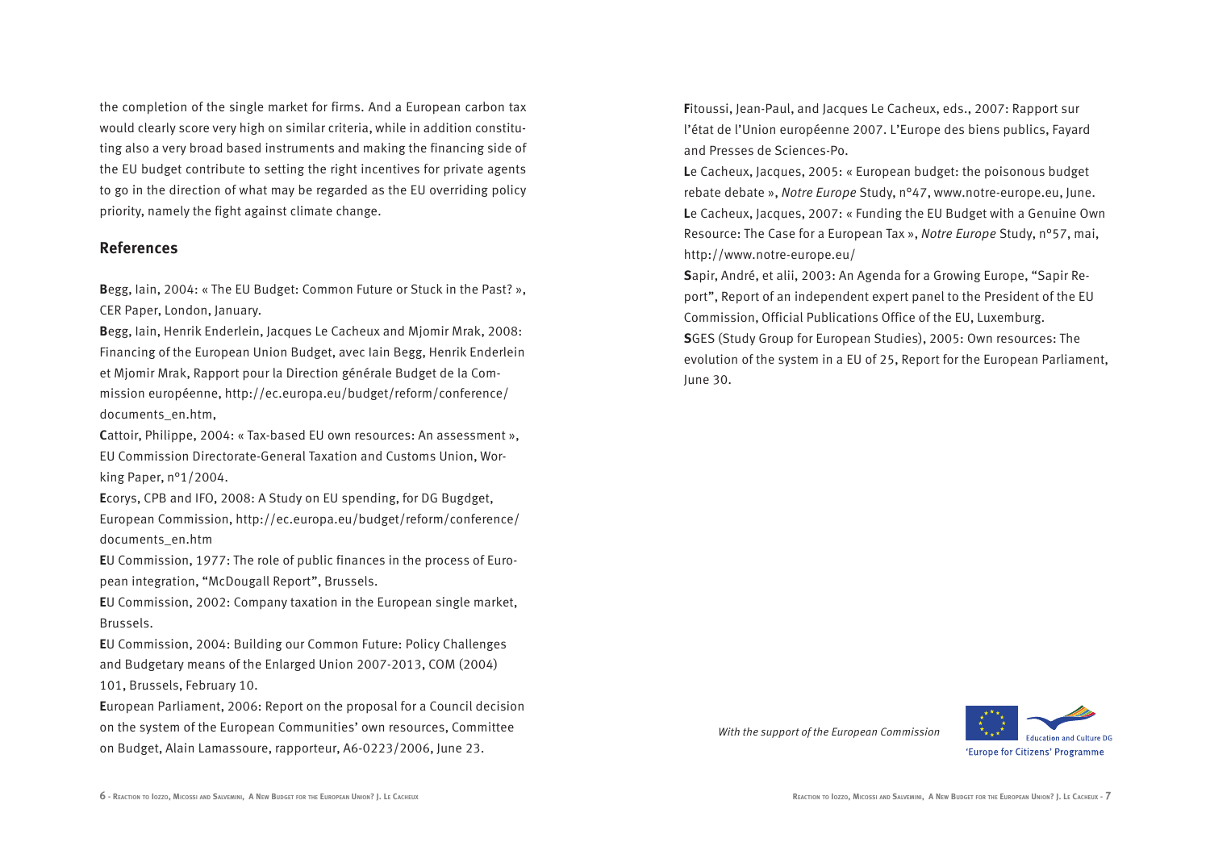the completion of the single market for firms. And a European carbon tax would clearly score very high on similar criteria, while in addition constituting also a very broad based instruments and making the financing side of the EU budget contribute to setting the right incentives for private agents to go in the direction of what may be regarded as the EU overriding policy priority, namely the fight against climate change.

## References

**B**egg, Iain, 2004: « The EU Budget: Common Future or Stuck in the Past? », CER Paper, London, January.

**B**egg, Iain, Henrik Enderlein, Jacques Le Cacheux and Mjomir Mrak, 2008: Financing of the European Union Budget, avec Iain Begg, Henrik Enderlein et Mjomir Mrak, Rapport pour la Direction générale Budget de la Commission européenne, http://ec.europa.eu/budget/reform/conference/documents_en.htm,

**C**attoir, Philippe, 2004: « Tax-based EU own resources: An assessment », EU Commission Directorate-General Taxation and Customs Union, Working Paper, n°1/2004.

**E**corys, CPB and IFO, 2008: A Study on EU spending, for DG Bugdget, European Commission, http://ec.europa.eu/budget/reform/conference/documents_en.htm

**E**U Commission, 1977: The role of public finances in the process of European integration, "McDougall Report", Brussels.

**E**U Commission, 2002: Company taxation in the European single market, Brussels.

**E**U Commission, 2004: Building our Common Future: Policy Challenges and Budgetary means of the Enlarged Union 2007-2013, COM (2004) 101, Brussels, February 10.

**E**uropean Parliament, 2006: Report on the proposal for a Council decision on the system of the European Communities' own resources, Committee on Budget, Alain Lamassoure, rapporteur, A6-0223/2006, June 23.

**F**itoussi, Jean-Paul, and Jacques Le Cacheux, eds., 2007: Rapport sur l'état de l'Union européenne 2007. L'Europe des biens publics, Fayard and Presses de Sciences-Po.

**L**e Cacheux, Jacques, 2005: « European budget: the poisonous budget rebate debate », *Notre Europe* Study, n°47, www.notre-europe.eu, June.

**L**e Cacheux, Jacques, 2007: « Funding the EU Budget with a Genuine Own Resource: The Case for a European Tax », *Notre Europe* Study, n°57, mai, http://www.notre-europe.eu/

**S**apir, André, et alii, 2003: An Agenda for a Growing Europe, "Sapir Report", Report of an independent expert panel to the President of the EU Commission, Official Publications Office of the EU, Luxemburg.

**S**GES (Study Group for European Studies), 2005: Own resources: The evolution of the system in a EU of 25, Report for the European Parliament, June 30.

*With the support of the European Commission*

Education and Culture DG

'Europe for Citizens' Programme